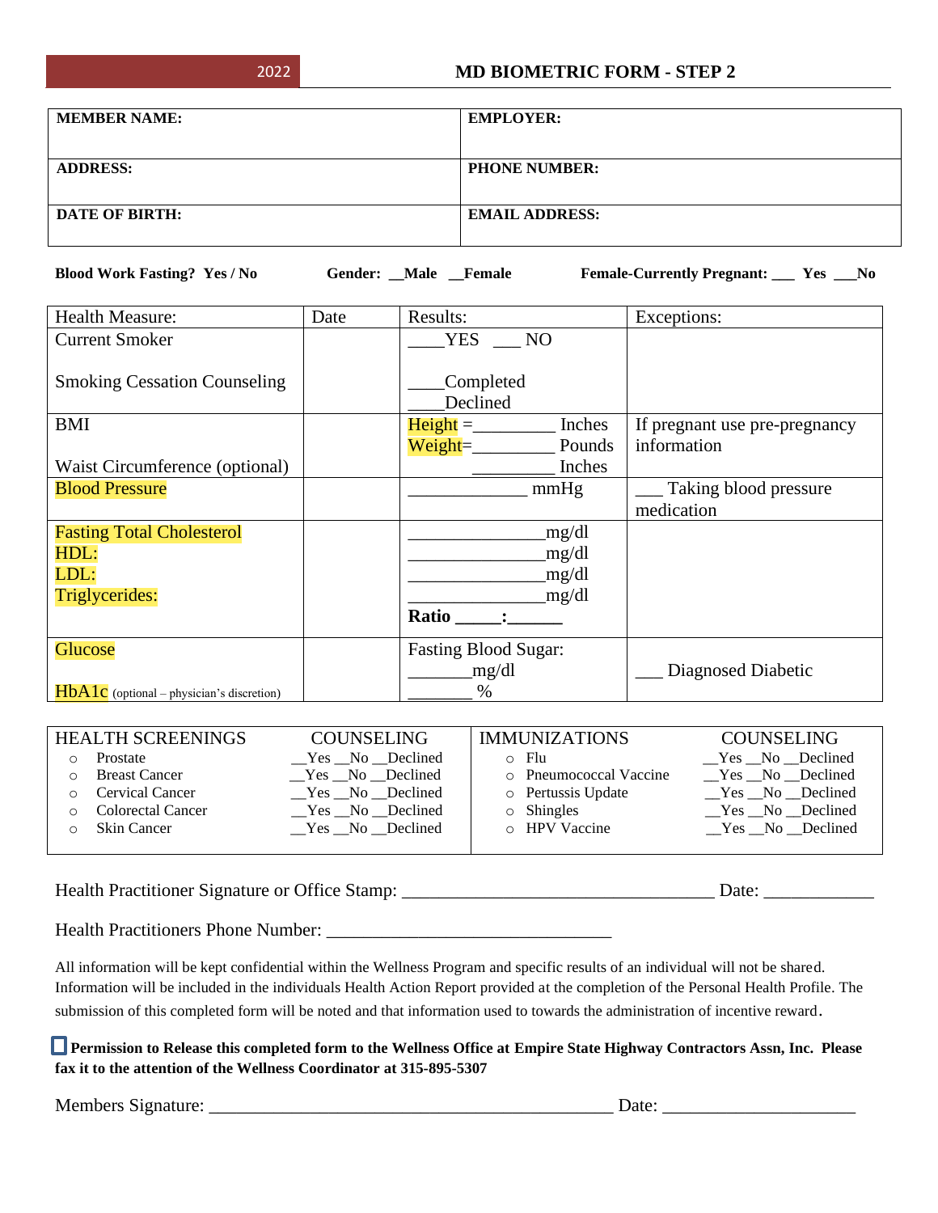2022

# MD BIOMETRIC FORM - STEP 2

| **MEMBER NAME:** | **EMPLOYER:** |
|---|---|
| **ADDRESS:** | **PHONE NUMBER:** |
| **DATE OF BIRTH:** | **EMAIL ADDRESS:** |

**Blood Work Fasting? Yes / No** **Gender: __Male __Female** **Female-Currently Pregnant: ___ Yes ___No**

| Health Measure: | Date | Results: | Exceptions: |
|---|---|---|---|
| Current Smoker<br><br>Smoking Cessation Counseling | | ____YES ___ NO<br><br>____Completed<br>____Declined | |
| BMI<br><br>Waist Circumference (optional) | | Height =_________ Inches<br>Weight=_________ Pounds<br>_________ Inches | If pregnant use pre-pregnancy information |
| Blood Pressure | | _____________ mmHg | ___ Taking blood pressure medication |
| Fasting Total Cholesterol<br>HDL:<br>LDL:<br>Triglycerides: | | _______________mg/dl<br>_______________mg/dl<br>_______________mg/dl<br>_______________mg/dl<br>**Ratio _____:______** | |
| Glucose<br><br>HbA1c (optional – physician's discretion) | | Fasting Blood Sugar:<br>_______mg/dl<br>_______ % | ___ Diagnosed Diabetic |

| HEALTH SCREENINGS | COUNSELING | IMMUNIZATIONS | COUNSELING |
|---|---|---|---|
| ○ Prostate | __Yes __No __Declined | ○ Flu | __Yes __No __Declined |
| ○ Breast Cancer | __Yes __No __Declined | ○ Pneumococcal Vaccine | __Yes __No __Declined |
| ○ Cervical Cancer | __Yes __No __Declined | ○ Pertussis Update | __Yes __No __Declined |
| ○ Colorectal Cancer | __Yes __No __Declined | ○ Shingles | __Yes __No __Declined |
| ○ Skin Cancer | __Yes __No __Declined | ○ HPV Vaccine | __Yes __No __Declined |

Health Practitioner Signature or Office Stamp: ___________________________________ Date: ____________

Health Practitioners Phone Number: ________________________________

All information will be kept confidential within the Wellness Program and specific results of an individual will not be shared. Information will be included in the individuals Health Action Report provided at the completion of the Personal Health Profile. The submission of this completed form will be noted and that information used to towards the administration of incentive reward.

☐ **Permission to Release this completed form to the Wellness Office at Empire State Highway Contractors Assn, Inc. Please fax it to the attention of the Wellness Coordinator at 315-895-5307**

Members Signature: _____________________________________________ Date: _____________________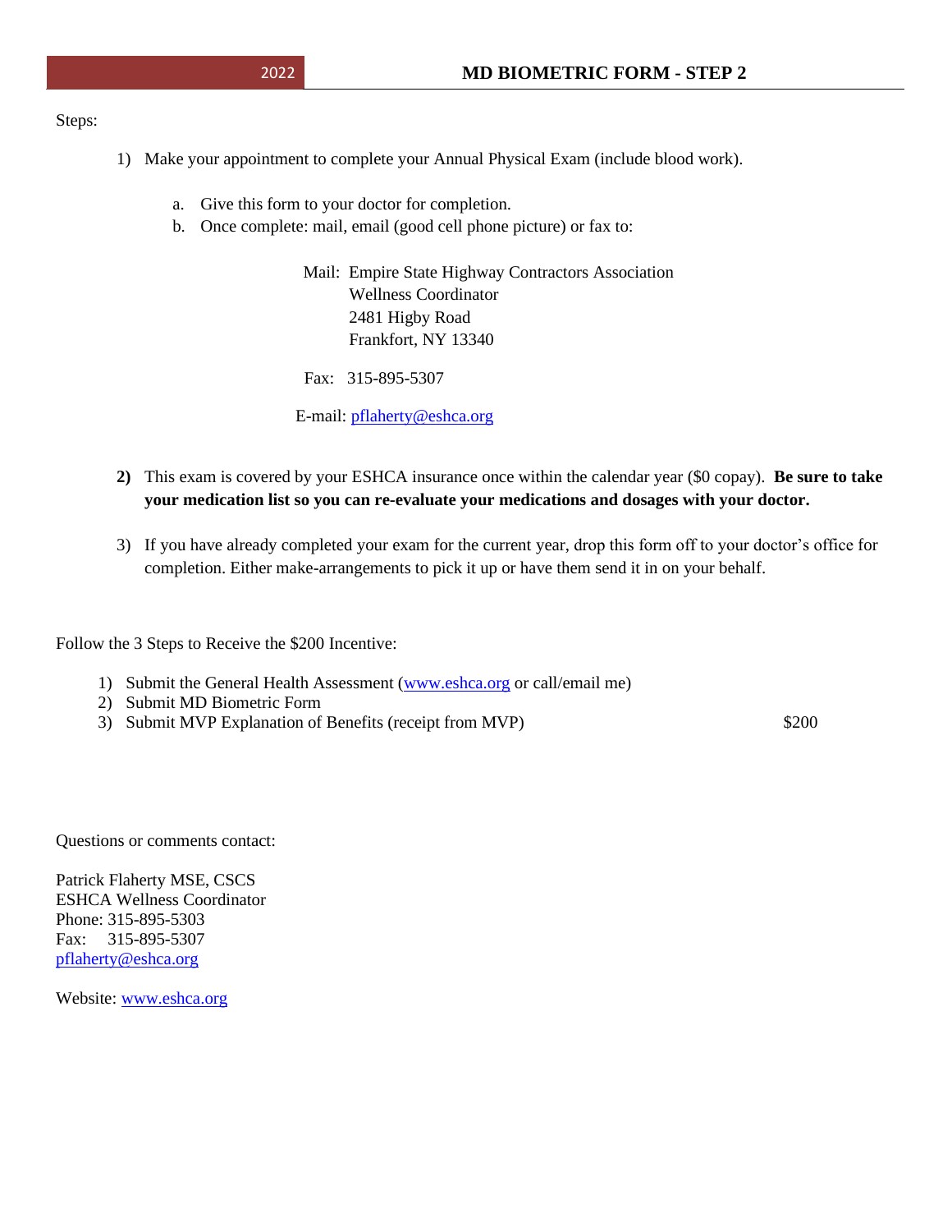2022 **MD BIOMETRIC FORM - STEP 2**

Steps:

1) Make your appointment to complete your Annual Physical Exam (include blood work).

   a. Give this form to your doctor for completion.
   b. Once complete: mail, email (good cell phone picture) or fax to:

      Mail: Empire State Highway Contractors Association
      Wellness Coordinator
      2481 Higby Road
      Frankfort, NY 13340

      Fax: 315-895-5307

      E-mail: pflaherty@eshca.org

**2)** This exam is covered by your ESHCA insurance once within the calendar year ($0 copay). **Be sure to take your medication list so you can re-evaluate your medications and dosages with your doctor.**

3) If you have already completed your exam for the current year, drop this form off to your doctor's office for completion. Either make-arrangements to pick it up or have them send it in on your behalf.

Follow the 3 Steps to Receive the $200 Incentive:

1) Submit the General Health Assessment (www.eshca.org or call/email me)
2) Submit MD Biometric Form
3) Submit MVP Explanation of Benefits (receipt from MVP) $200

Questions or comments contact:

Patrick Flaherty MSE, CSCS
ESHCA Wellness Coordinator
Phone: 315-895-5303
Fax: 315-895-5307
pflaherty@eshca.org

Website: www.eshca.org